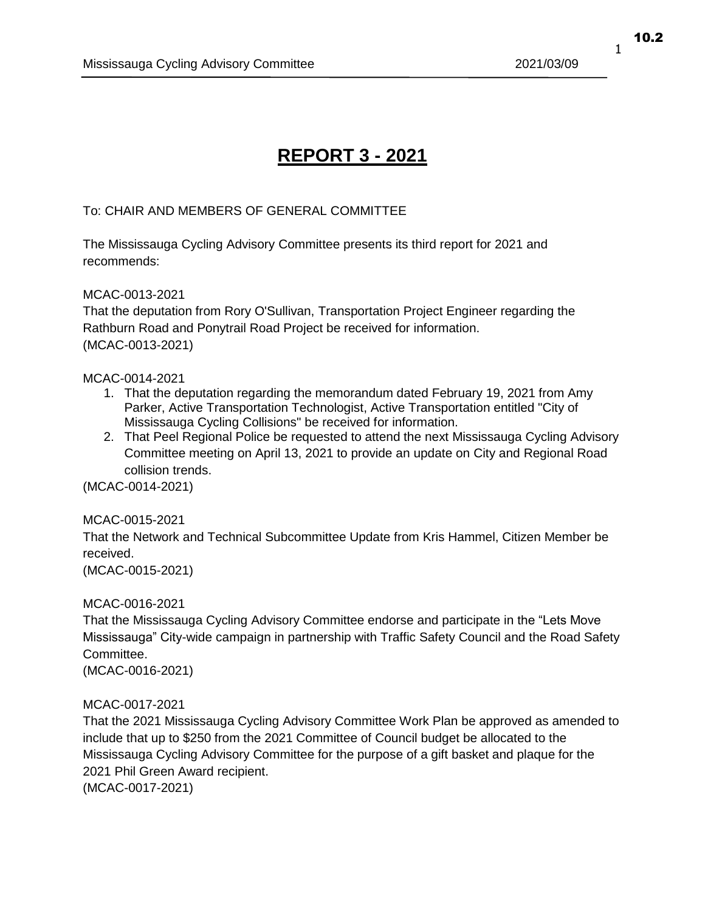# REPORT 3 - 2021

To: CHAIR AND MEMBERS OF GENERAL COMMITTEE

The Mississauga Cycling Advisory Committee presents its third report for 2021 and recommends:

MCAC-0013-2021
That the deputation from Rory O'Sullivan, Transportation Project Engineer regarding the Rathburn Road and Ponytrail Road Project be received for information.
(MCAC-0013-2021)

MCAC-0014-2021

1. That the deputation regarding the memorandum dated February 19, 2021 from Amy Parker, Active Transportation Technologist, Active Transportation entitled "City of Mississauga Cycling Collisions" be received for information.
2. That Peel Regional Police be requested to attend the next Mississauga Cycling Advisory Committee meeting on April 13, 2021 to provide an update on City and Regional Road collision trends.

(MCAC-0014-2021)

MCAC-0015-2021
That the Network and Technical Subcommittee Update from Kris Hammel, Citizen Member be received.
(MCAC-0015-2021)

MCAC-0016-2021
That the Mississauga Cycling Advisory Committee endorse and participate in the "Lets Move Mississauga" City-wide campaign in partnership with Traffic Safety Council and the Road Safety Committee.
(MCAC-0016-2021)

MCAC-0017-2021
That the 2021 Mississauga Cycling Advisory Committee Work Plan be approved as amended to include that up to $250 from the 2021 Committee of Council budget be allocated to the Mississauga Cycling Advisory Committee for the purpose of a gift basket and plaque for the 2021 Phil Green Award recipient.
(MCAC-0017-2021)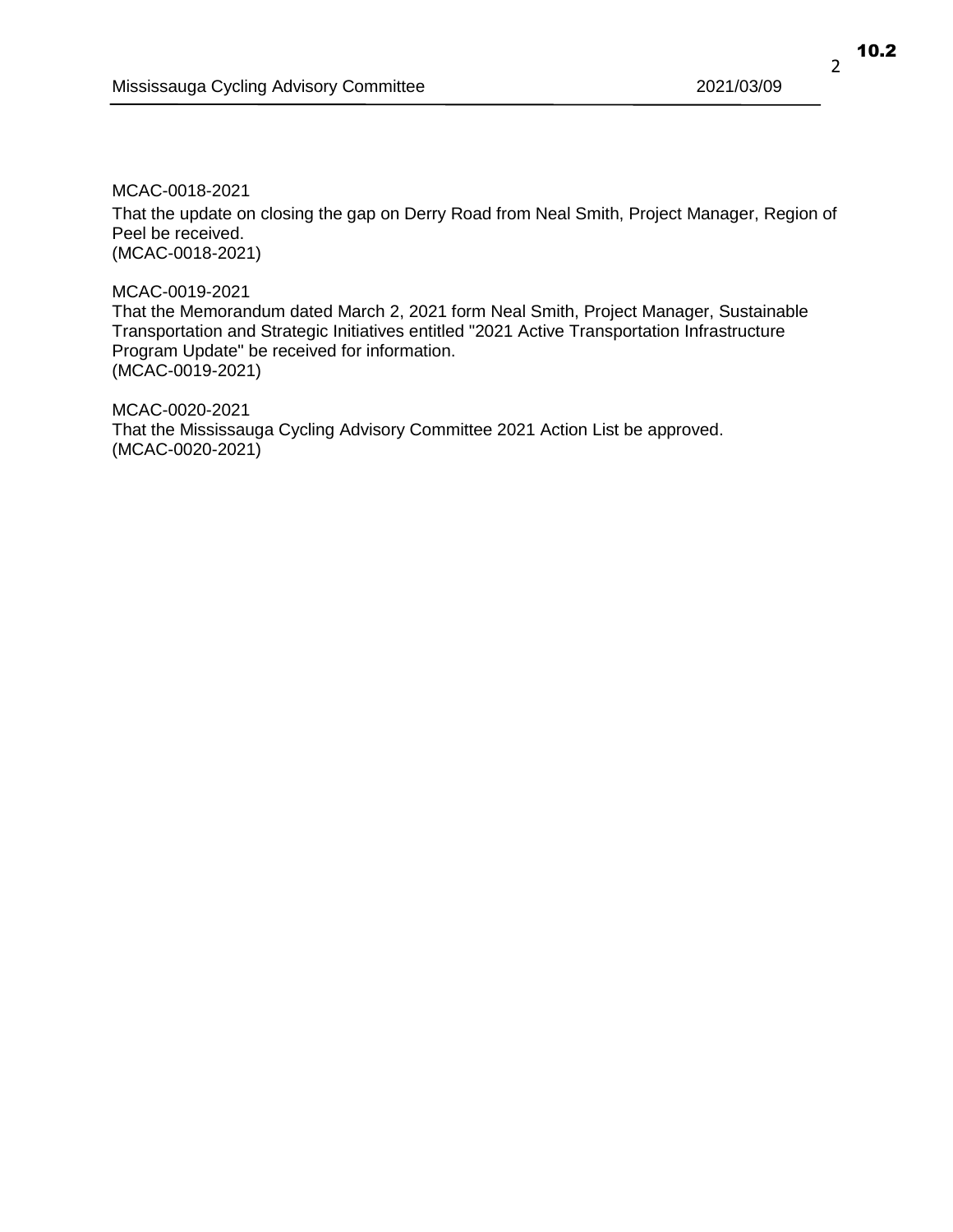MCAC-0018-2021
That the update on closing the gap on Derry Road from Neal Smith, Project Manager, Region of Peel be received.
(MCAC-0018-2021)

MCAC-0019-2021
That the Memorandum dated March 2, 2021 form Neal Smith, Project Manager, Sustainable Transportation and Strategic Initiatives entitled "2021 Active Transportation Infrastructure Program Update" be received for information.
(MCAC-0019-2021)

MCAC-0020-2021
That the Mississauga Cycling Advisory Committee 2021 Action List be approved.
(MCAC-0020-2021)